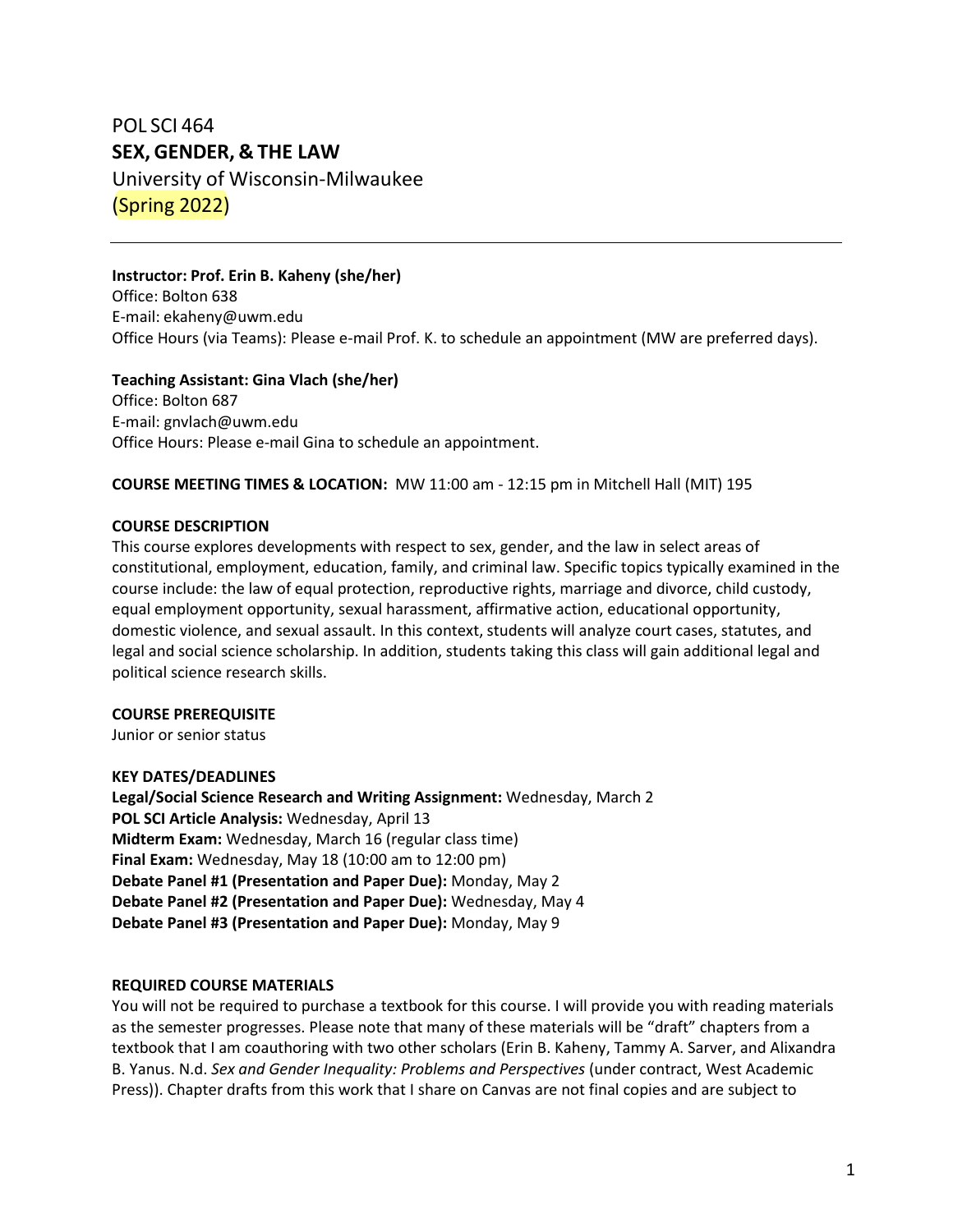# POL SCI 464

## SEX, GENDER, & THE LAW

University of Wisconsin-Milwaukee

(Spring 2022)

---

**Instructor: Prof. Erin B. Kaheny (she/her)**
Office: Bolton 638
E-mail: ekaheny@uwm.edu
Office Hours (via Teams): Please e-mail Prof. K. to schedule an appointment (MW are preferred days).

**Teaching Assistant: Gina Vlach (she/her)**
Office: Bolton 687
E-mail: gnvlach@uwm.edu
Office Hours: Please e-mail Gina to schedule an appointment.

**COURSE MEETING TIMES & LOCATION:** MW 11:00 am - 12:15 pm in Mitchell Hall (MIT) 195

**COURSE DESCRIPTION**

This course explores developments with respect to sex, gender, and the law in select areas of constitutional, employment, education, family, and criminal law. Specific topics typically examined in the course include: the law of equal protection, reproductive rights, marriage and divorce, child custody, equal employment opportunity, sexual harassment, affirmative action, educational opportunity, domestic violence, and sexual assault. In this context, students will analyze court cases, statutes, and legal and social science scholarship. In addition, students taking this class will gain additional legal and political science research skills.

**COURSE PREREQUISITE**

Junior or senior status

**KEY DATES/DEADLINES**

**Legal/Social Science Research and Writing Assignment:** Wednesday, March 2
**POL SCI Article Analysis:** Wednesday, April 13
**Midterm Exam:** Wednesday, March 16 (regular class time)
**Final Exam:** Wednesday, May 18 (10:00 am to 12:00 pm)
**Debate Panel #1 (Presentation and Paper Due):** Monday, May 2
**Debate Panel #2 (Presentation and Paper Due):** Wednesday, May 4
**Debate Panel #3 (Presentation and Paper Due):** Monday, May 9

**REQUIRED COURSE MATERIALS**

You will not be required to purchase a textbook for this course. I will provide you with reading materials as the semester progresses. Please note that many of these materials will be "draft" chapters from a textbook that I am coauthoring with two other scholars (Erin B. Kaheny, Tammy A. Sarver, and Alixandra B. Yanus. N.d. *Sex and Gender Inequality: Problems and Perspectives* (under contract, West Academic Press)). Chapter drafts from this work that I share on Canvas are not final copies and are subject to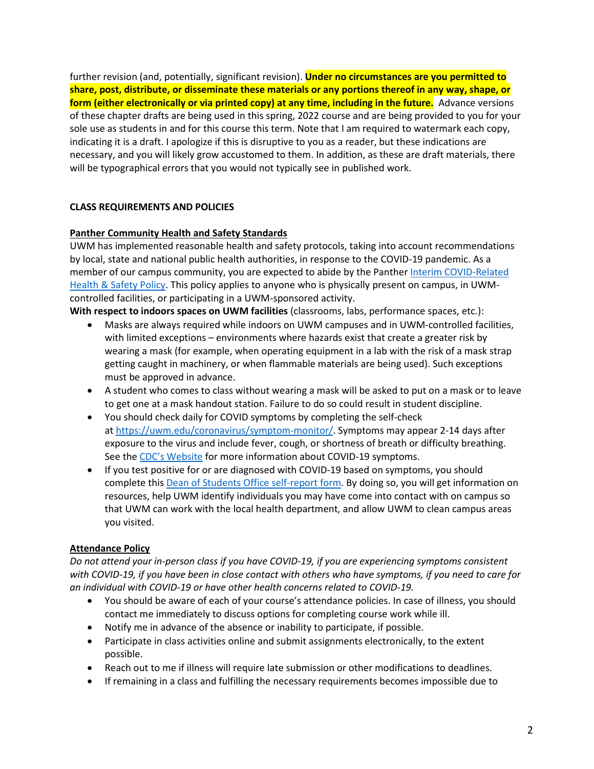further revision (and, potentially, significant revision). **Under no circumstances are you permitted to share, post, distribute, or disseminate these materials or any portions thereof in any way, shape, or form (either electronically or via printed copy) at any time, including in the future.** Advance versions of these chapter drafts are being used in this spring, 2022 course and are being provided to you for your sole use as students in and for this course this term. Note that I am required to watermark each copy, indicating it is a draft. I apologize if this is disruptive to you as a reader, but these indications are necessary, and you will likely grow accustomed to them. In addition, as these are draft materials, there will be typographical errors that you would not typically see in published work.

## CLASS REQUIREMENTS AND POLICIES

### Panther Community Health and Safety Standards

UWM has implemented reasonable health and safety protocols, taking into account recommendations by local, state and national public health authorities, in response to the COVID-19 pandemic. As a member of our campus community, you are expected to abide by the Panther [Interim COVID-Related Health & Safety Policy](). This policy applies to anyone who is physically present on campus, in UWM-controlled facilities, or participating in a UWM-sponsored activity.

**With respect to indoors spaces on UWM facilities** (classrooms, labs, performance spaces, etc.):

- Masks are always required while indoors on UWM campuses and in UWM-controlled facilities, with limited exceptions – environments where hazards exist that create a greater risk by wearing a mask (for example, when operating equipment in a lab with the risk of a mask strap getting caught in machinery, or when flammable materials are being used). Such exceptions must be approved in advance.
- A student who comes to class without wearing a mask will be asked to put on a mask or to leave to get one at a mask handout station. Failure to do so could result in student discipline.
- You should check daily for COVID symptoms by completing the self-check at https://uwm.edu/coronavirus/symptom-monitor/. Symptoms may appear 2-14 days after exposure to the virus and include fever, cough, or shortness of breath or difficulty breathing. See the CDC's Website for more information about COVID-19 symptoms.
- If you test positive for or are diagnosed with COVID-19 based on symptoms, you should complete this Dean of Students Office self-report form. By doing so, you will get information on resources, help UWM identify individuals you may have come into contact with on campus so that UWM can work with the local health department, and allow UWM to clean campus areas you visited.

### Attendance Policy

*Do not attend your in-person class if you have COVID-19, if you are experiencing symptoms consistent with COVID-19, if you have been in close contact with others who have symptoms, if you need to care for an individual with COVID-19 or have other health concerns related to COVID-19.*

- You should be aware of each of your course's attendance policies. In case of illness, you should contact me immediately to discuss options for completing course work while ill.
- Notify me in advance of the absence or inability to participate, if possible.
- Participate in class activities online and submit assignments electronically, to the extent possible.
- Reach out to me if illness will require late submission or other modifications to deadlines.
- If remaining in a class and fulfilling the necessary requirements becomes impossible due to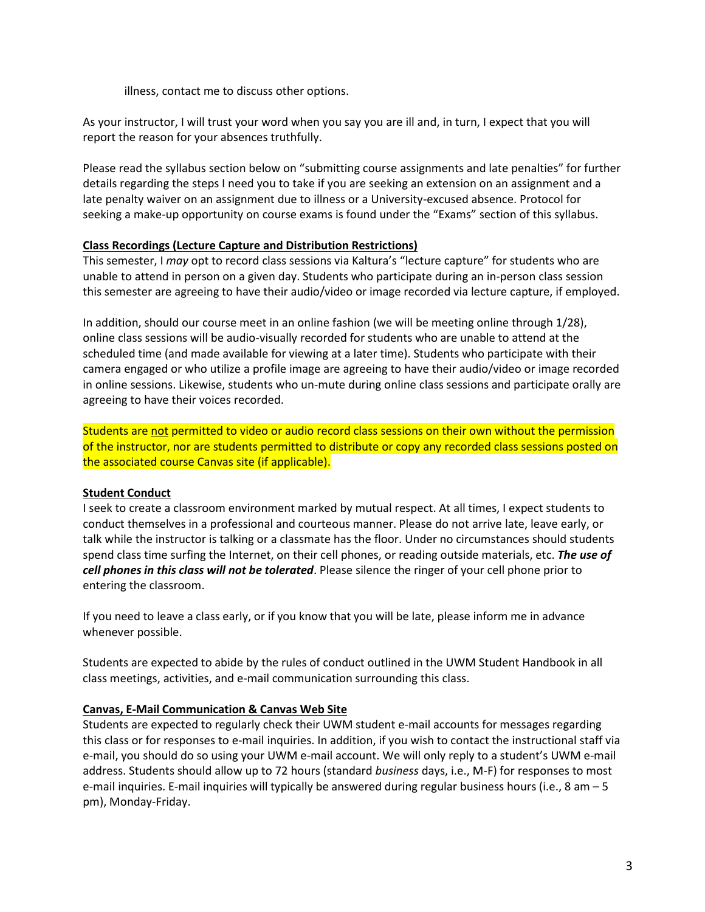illness, contact me to discuss other options.

As your instructor, I will trust your word when you say you are ill and, in turn, I expect that you will report the reason for your absences truthfully.

Please read the syllabus section below on "submitting course assignments and late penalties" for further details regarding the steps I need you to take if you are seeking an extension on an assignment and a late penalty waiver on an assignment due to illness or a University-excused absence. Protocol for seeking a make-up opportunity on course exams is found under the "Exams" section of this syllabus.

**Class Recordings (Lecture Capture and Distribution Restrictions)**

This semester, I *may* opt to record class sessions via Kaltura's "lecture capture" for students who are unable to attend in person on a given day. Students who participate during an in-person class session this semester are agreeing to have their audio/video or image recorded via lecture capture, if employed.

In addition, should our course meet in an online fashion (we will be meeting online through 1/28), online class sessions will be audio-visually recorded for students who are unable to attend at the scheduled time (and made available for viewing at a later time). Students who participate with their camera engaged or who utilize a profile image are agreeing to have their audio/video or image recorded in online sessions. Likewise, students who un-mute during online class sessions and participate orally are agreeing to have their voices recorded.

Students are not permitted to video or audio record class sessions on their own without the permission of the instructor, nor are students permitted to distribute or copy any recorded class sessions posted on the associated course Canvas site (if applicable).

**Student Conduct**

I seek to create a classroom environment marked by mutual respect. At all times, I expect students to conduct themselves in a professional and courteous manner. Please do not arrive late, leave early, or talk while the instructor is talking or a classmate has the floor. Under no circumstances should students spend class time surfing the Internet, on their cell phones, or reading outside materials, etc. ***The use of cell phones in this class will not be tolerated***. Please silence the ringer of your cell phone prior to entering the classroom.

If you need to leave a class early, or if you know that you will be late, please inform me in advance whenever possible.

Students are expected to abide by the rules of conduct outlined in the UWM Student Handbook in all class meetings, activities, and e-mail communication surrounding this class.

**Canvas, E-Mail Communication & Canvas Web Site**

Students are expected to regularly check their UWM student e-mail accounts for messages regarding this class or for responses to e-mail inquiries. In addition, if you wish to contact the instructional staff via e-mail, you should do so using your UWM e-mail account. We will only reply to a student's UWM e-mail address. Students should allow up to 72 hours (standard *business* days, i.e., M-F) for responses to most e-mail inquiries. E-mail inquiries will typically be answered during regular business hours (i.e., 8 am – 5 pm), Monday-Friday.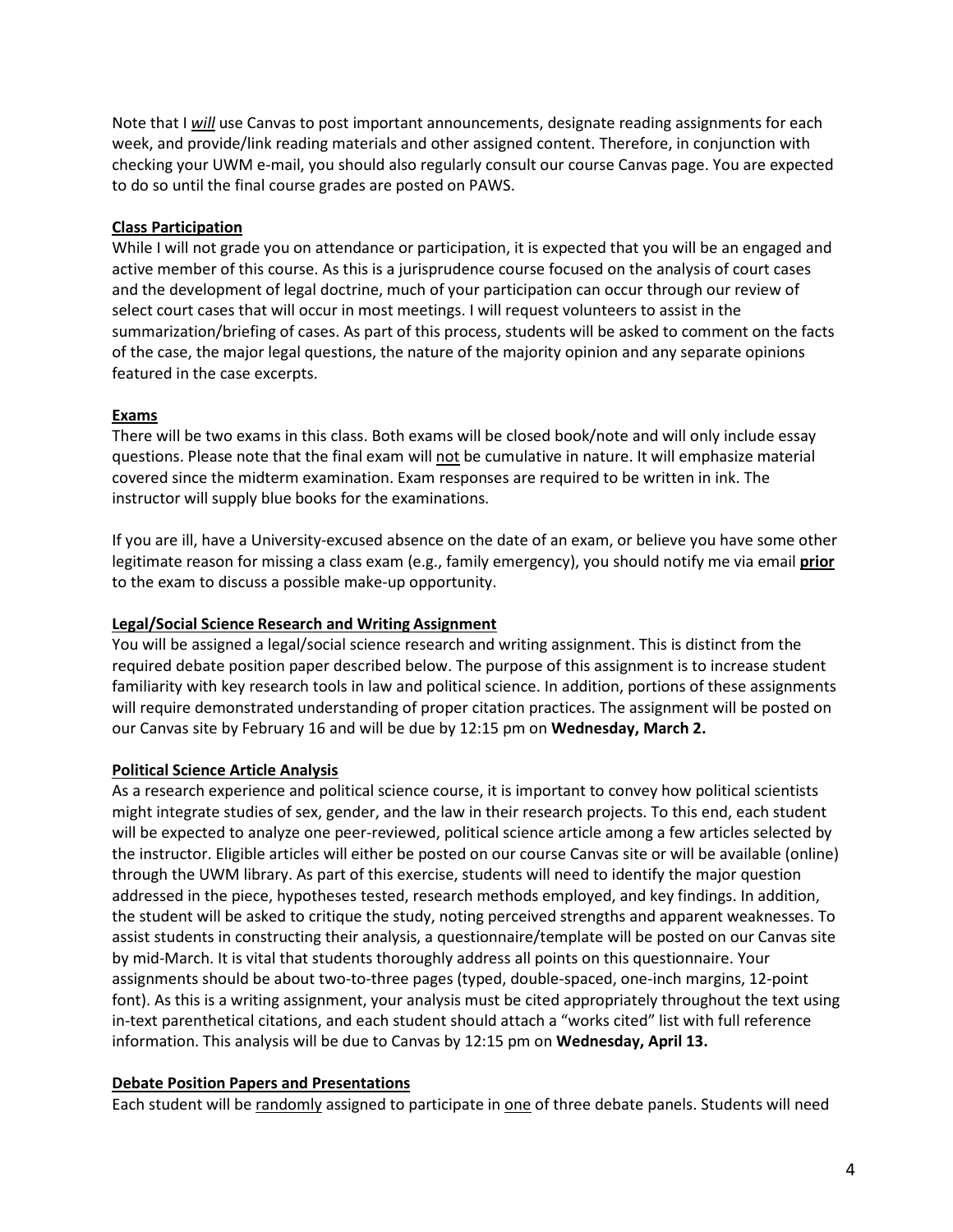Note that I ***will*** use Canvas to post important announcements, designate reading assignments for each week, and provide/link reading materials and other assigned content. Therefore, in conjunction with checking your UWM e-mail, you should also regularly consult our course Canvas page. You are expected to do so until the final course grades are posted on PAWS.

**Class Participation**

While I will not grade you on attendance or participation, it is expected that you will be an engaged and active member of this course. As this is a jurisprudence course focused on the analysis of court cases and the development of legal doctrine, much of your participation can occur through our review of select court cases that will occur in most meetings. I will request volunteers to assist in the summarization/briefing of cases. As part of this process, students will be asked to comment on the facts of the case, the major legal questions, the nature of the majority opinion and any separate opinions featured in the case excerpts.

**Exams**

There will be two exams in this class. Both exams will be closed book/note and will only include essay questions. Please note that the final exam will not be cumulative in nature. It will emphasize material covered since the midterm examination. Exam responses are required to be written in ink. The instructor will supply blue books for the examinations.

If you are ill, have a University-excused absence on the date of an exam, or believe you have some other legitimate reason for missing a class exam (e.g., family emergency), you should notify me via email **prior** to the exam to discuss a possible make-up opportunity.

**Legal/Social Science Research and Writing Assignment**

You will be assigned a legal/social science research and writing assignment. This is distinct from the required debate position paper described below. The purpose of this assignment is to increase student familiarity with key research tools in law and political science. In addition, portions of these assignments will require demonstrated understanding of proper citation practices. The assignment will be posted on our Canvas site by February 16 and will be due by 12:15 pm on **Wednesday, March 2.**

**Political Science Article Analysis**

As a research experience and political science course, it is important to convey how political scientists might integrate studies of sex, gender, and the law in their research projects. To this end, each student will be expected to analyze one peer-reviewed, political science article among a few articles selected by the instructor. Eligible articles will either be posted on our course Canvas site or will be available (online) through the UWM library. As part of this exercise, students will need to identify the major question addressed in the piece, hypotheses tested, research methods employed, and key findings. In addition, the student will be asked to critique the study, noting perceived strengths and apparent weaknesses. To assist students in constructing their analysis, a questionnaire/template will be posted on our Canvas site by mid-March. It is vital that students thoroughly address all points on this questionnaire. Your assignments should be about two-to-three pages (typed, double-spaced, one-inch margins, 12-point font). As this is a writing assignment, your analysis must be cited appropriately throughout the text using in-text parenthetical citations, and each student should attach a "works cited" list with full reference information. This analysis will be due to Canvas by 12:15 pm on **Wednesday, April 13.**

**Debate Position Papers and Presentations**

Each student will be randomly assigned to participate in one of three debate panels. Students will need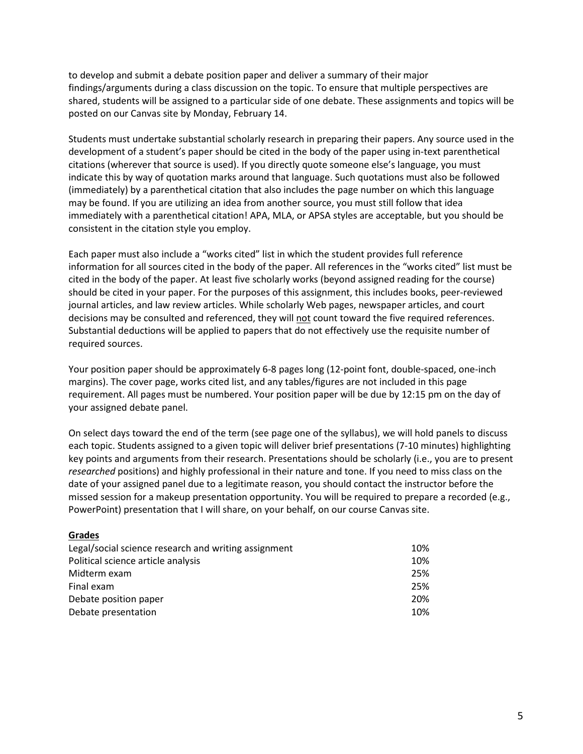to develop and submit a debate position paper and deliver a summary of their major findings/arguments during a class discussion on the topic. To ensure that multiple perspectives are shared, students will be assigned to a particular side of one debate. These assignments and topics will be posted on our Canvas site by Monday, February 14.

Students must undertake substantial scholarly research in preparing their papers. Any source used in the development of a student's paper should be cited in the body of the paper using in-text parenthetical citations (wherever that source is used). If you directly quote someone else's language, you must indicate this by way of quotation marks around that language. Such quotations must also be followed (immediately) by a parenthetical citation that also includes the page number on which this language may be found. If you are utilizing an idea from another source, you must still follow that idea immediately with a parenthetical citation! APA, MLA, or APSA styles are acceptable, but you should be consistent in the citation style you employ.

Each paper must also include a "works cited" list in which the student provides full reference information for all sources cited in the body of the paper. All references in the "works cited" list must be cited in the body of the paper. At least five scholarly works (beyond assigned reading for the course) should be cited in your paper. For the purposes of this assignment, this includes books, peer-reviewed journal articles, and law review articles. While scholarly Web pages, newspaper articles, and court decisions may be consulted and referenced, they will <u>not</u> count toward the five required references. Substantial deductions will be applied to papers that do not effectively use the requisite number of required sources.

Your position paper should be approximately 6-8 pages long (12-point font, double-spaced, one-inch margins). The cover page, works cited list, and any tables/figures are not included in this page requirement. All pages must be numbered. Your position paper will be due by 12:15 pm on the day of your assigned debate panel.

On select days toward the end of the term (see page one of the syllabus), we will hold panels to discuss each topic. Students assigned to a given topic will deliver brief presentations (7-10 minutes) highlighting key points and arguments from their research. Presentations should be scholarly (i.e., you are to present *researched* positions) and highly professional in their nature and tone. If you need to miss class on the date of your assigned panel due to a legitimate reason, you should contact the instructor before the missed session for a makeup presentation opportunity. You will be required to prepare a recorded (e.g., PowerPoint) presentation that I will share, on your behalf, on our course Canvas site.

**<u>Grades</u>**

| | |
|---|---|
| Legal/social science research and writing assignment | 10% |
| Political science article analysis | 10% |
| Midterm exam | 25% |
| Final exam | 25% |
| Debate position paper | 20% |
| Debate presentation | 10% |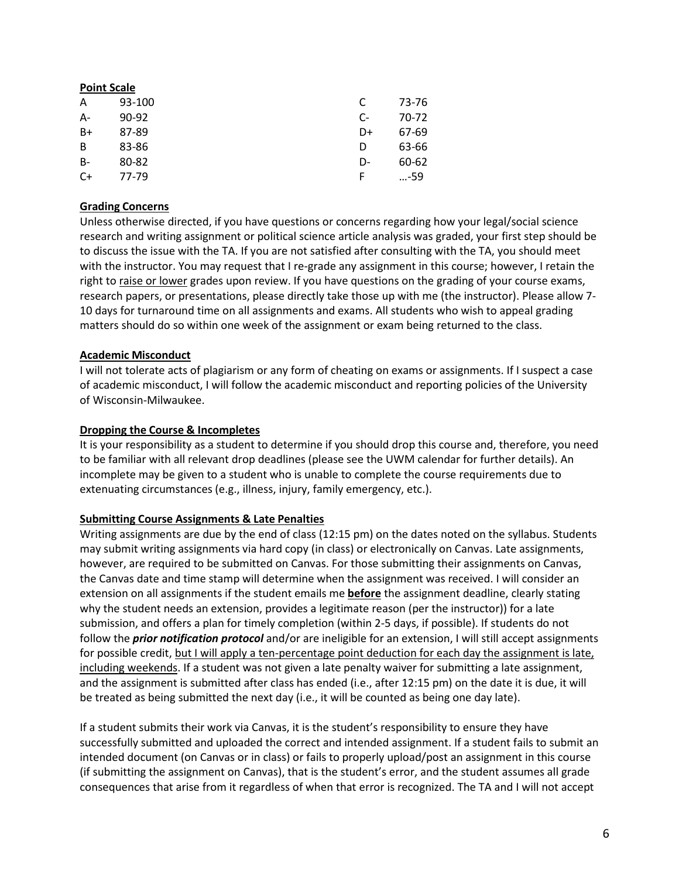**Point Scale**

| | | | |
|---|---|---|---|
| A | 93-100 | C | 73-76 |
| A- | 90-92 | C- | 70-72 |
| B+ | 87-89 | D+ | 67-69 |
| B | 83-86 | D | 63-66 |
| B- | 80-82 | D- | 60-62 |
| C+ | 77-79 | F | …-59 |

**Grading Concerns**

Unless otherwise directed, if you have questions or concerns regarding how your legal/social science research and writing assignment or political science article analysis was graded, your first step should be to discuss the issue with the TA. If you are not satisfied after consulting with the TA, you should meet with the instructor. You may request that I re-grade any assignment in this course; however, I retain the right to raise or lower grades upon review. If you have questions on the grading of your course exams, research papers, or presentations, please directly take those up with me (the instructor). Please allow 7-10 days for turnaround time on all assignments and exams. All students who wish to appeal grading matters should do so within one week of the assignment or exam being returned to the class.

**Academic Misconduct**

I will not tolerate acts of plagiarism or any form of cheating on exams or assignments. If I suspect a case of academic misconduct, I will follow the academic misconduct and reporting policies of the University of Wisconsin-Milwaukee.

**Dropping the Course & Incompletes**

It is your responsibility as a student to determine if you should drop this course and, therefore, you need to be familiar with all relevant drop deadlines (please see the UWM calendar for further details). An incomplete may be given to a student who is unable to complete the course requirements due to extenuating circumstances (e.g., illness, injury, family emergency, etc.).

**Submitting Course Assignments & Late Penalties**

Writing assignments are due by the end of class (12:15 pm) on the dates noted on the syllabus. Students may submit writing assignments via hard copy (in class) or electronically on Canvas. Late assignments, however, are required to be submitted on Canvas. For those submitting their assignments on Canvas, the Canvas date and time stamp will determine when the assignment was received. I will consider an extension on all assignments if the student emails me **before** the assignment deadline, clearly stating why the student needs an extension, provides a legitimate reason (per the instructor)) for a late submission, and offers a plan for timely completion (within 2-5 days, if possible). If students do not follow the ***prior notification protocol*** and/or are ineligible for an extension, I will still accept assignments for possible credit, but I will apply a ten-percentage point deduction for each day the assignment is late, including weekends. If a student was not given a late penalty waiver for submitting a late assignment, and the assignment is submitted after class has ended (i.e., after 12:15 pm) on the date it is due, it will be treated as being submitted the next day (i.e., it will be counted as being one day late).

If a student submits their work via Canvas, it is the student's responsibility to ensure they have successfully submitted and uploaded the correct and intended assignment. If a student fails to submit an intended document (on Canvas or in class) or fails to properly upload/post an assignment in this course (if submitting the assignment on Canvas), that is the student's error, and the student assumes all grade consequences that arise from it regardless of when that error is recognized. The TA and I will not accept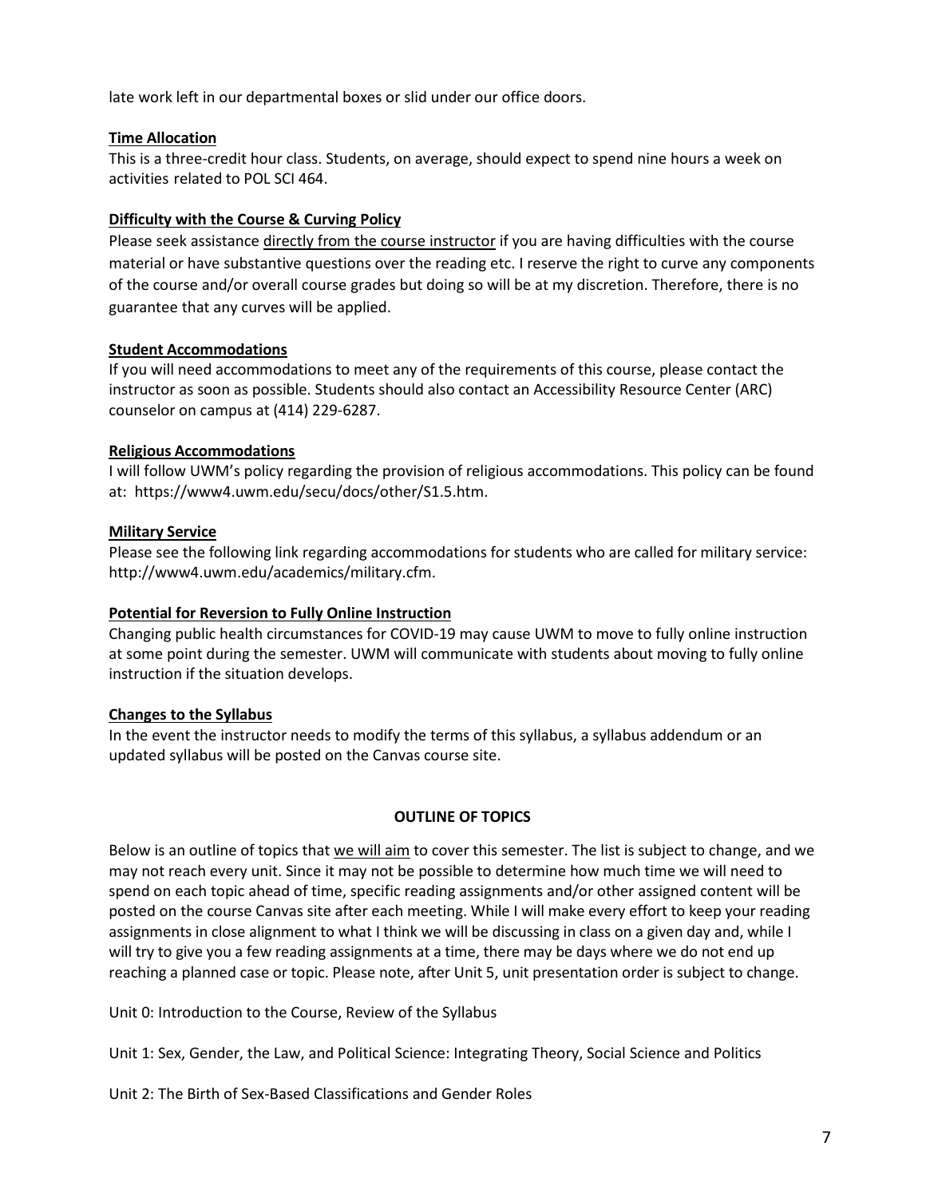late work left in our departmental boxes or slid under our office doors.

**Time Allocation**

This is a three-credit hour class. Students, on average, should expect to spend nine hours a week on activities related to POL SCI 464.

**Difficulty with the Course & Curving Policy**

Please seek assistance directly from the course instructor if you are having difficulties with the course material or have substantive questions over the reading etc. I reserve the right to curve any components of the course and/or overall course grades but doing so will be at my discretion. Therefore, there is no guarantee that any curves will be applied.

**Student Accommodations**

If you will need accommodations to meet any of the requirements of this course, please contact the instructor as soon as possible. Students should also contact an Accessibility Resource Center (ARC) counselor on campus at (414) 229-6287.

**Religious Accommodations**

I will follow UWM's policy regarding the provision of religious accommodations. This policy can be found at: https://www4.uwm.edu/secu/docs/other/S1.5.htm.

**Military Service**

Please see the following link regarding accommodations for students who are called for military service: http://www4.uwm.edu/academics/military.cfm.

**Potential for Reversion to Fully Online Instruction**

Changing public health circumstances for COVID-19 may cause UWM to move to fully online instruction at some point during the semester. UWM will communicate with students about moving to fully online instruction if the situation develops.

**Changes to the Syllabus**

In the event the instructor needs to modify the terms of this syllabus, a syllabus addendum or an updated syllabus will be posted on the Canvas course site.

## OUTLINE OF TOPICS

Below is an outline of topics that we will aim to cover this semester. The list is subject to change, and we may not reach every unit. Since it may not be possible to determine how much time we will need to spend on each topic ahead of time, specific reading assignments and/or other assigned content will be posted on the course Canvas site after each meeting. While I will make every effort to keep your reading assignments in close alignment to what I think we will be discussing in class on a given day and, while I will try to give you a few reading assignments at a time, there may be days where we do not end up reaching a planned case or topic. Please note, after Unit 5, unit presentation order is subject to change.

Unit 0: Introduction to the Course, Review of the Syllabus

Unit 1: Sex, Gender, the Law, and Political Science: Integrating Theory, Social Science and Politics

Unit 2: The Birth of Sex-Based Classifications and Gender Roles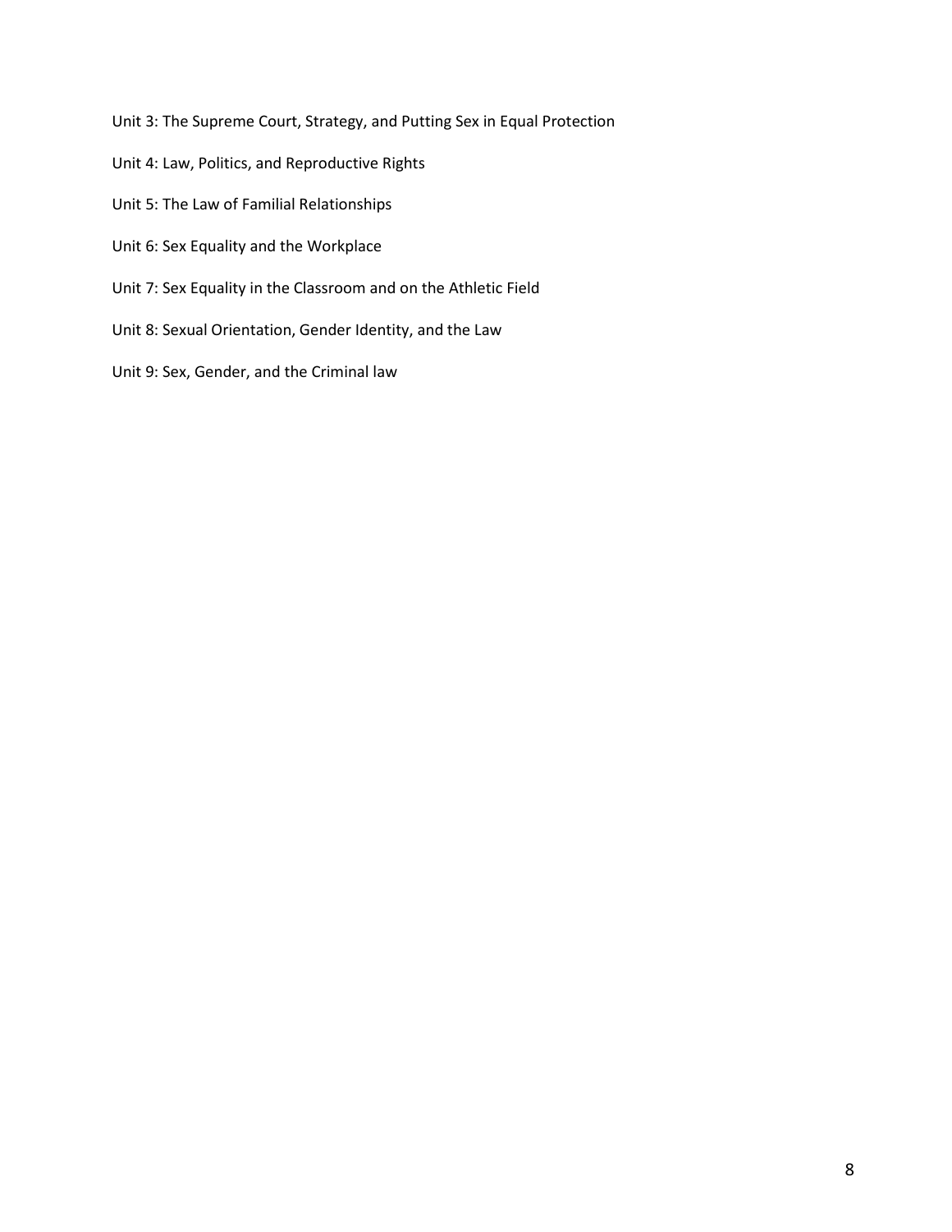Unit 3: The Supreme Court, Strategy, and Putting Sex in Equal Protection

Unit 4: Law, Politics, and Reproductive Rights

Unit 5: The Law of Familial Relationships

Unit 6: Sex Equality and the Workplace

Unit 7: Sex Equality in the Classroom and on the Athletic Field

Unit 8: Sexual Orientation, Gender Identity, and the Law

Unit 9: Sex, Gender, and the Criminal law